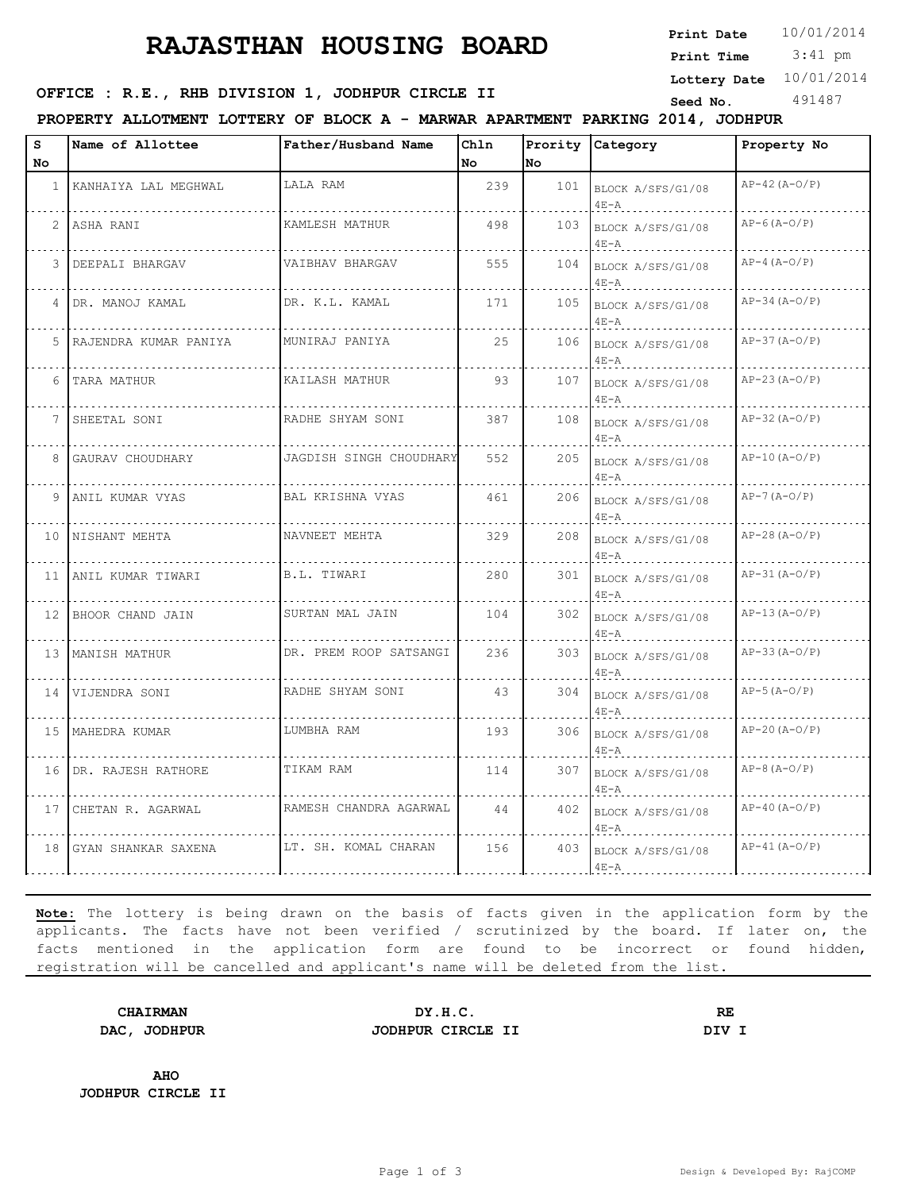# RAJASTHAN HOUSING BOARD

**Print Date** 10/01/2014
**Print Time** 3:41 pm
**Lottery Date** 10/01/2014
**Seed No.** 491487

**OFFICE : R.E., RHB DIVISION 1, JODHPUR CIRCLE II**

**PROPERTY ALLOTMENT LOTTERY OF BLOCK A - MARWAR APARTMENT PARKING 2014, JODHPUR**

| S No | Name of Allottee | Father/Husband Name | Chln No | Prority No | Category | Property No |
|---|---|---|---|---|---|---|
| 1 | KANHAIYA LAL MEGHWAL | LALA RAM | 239 | 101 | BLOCK A/SFS/G1/08 4E-A | AP-42(A-O/P) |
| 2 | ASHA RANI | KAMLESH MATHUR | 498 | 103 | BLOCK A/SFS/G1/08 4E-A | AP-6(A-O/P) |
| 3 | DEEPALI BHARGAV | VAIBHAV BHARGAV | 555 | 104 | BLOCK A/SFS/G1/08 4E-A | AP-4(A-O/P) |
| 4 | DR. MANOJ KAMAL | DR. K.L. KAMAL | 171 | 105 | BLOCK A/SFS/G1/08 4E-A | AP-34(A-O/P) |
| 5 | RAJENDRA KUMAR PANIYA | MUNIRAJ PANIYA | 25 | 106 | BLOCK A/SFS/G1/08 4E-A | AP-37(A-O/P) |
| 6 | TARA MATHUR | KAILASH MATHUR | 93 | 107 | BLOCK A/SFS/G1/08 4E-A | AP-23(A-O/P) |
| 7 | SHEETAL SONI | RADHE SHYAM SONI | 387 | 108 | BLOCK A/SFS/G1/08 4E-A | AP-32(A-O/P) |
| 8 | GAURAV CHOUDHARY | JAGDISH SINGH CHOUDHARY | 552 | 205 | BLOCK A/SFS/G1/08 4E-A | AP-10(A-O/P) |
| 9 | ANIL KUMAR VYAS | BAL KRISHNA VYAS | 461 | 206 | BLOCK A/SFS/G1/08 4E-A | AP-7(A-O/P) |
| 10 | NISHANT MEHTA | NAVNEET MEHTA | 329 | 208 | BLOCK A/SFS/G1/08 4E-A | AP-28(A-O/P) |
| 11 | ANIL KUMAR TIWARI | B.L. TIWARI | 280 | 301 | BLOCK A/SFS/G1/08 4E-A | AP-31(A-O/P) |
| 12 | BHOOR CHAND JAIN | SURTAN MAL JAIN | 104 | 302 | BLOCK A/SFS/G1/08 4E-A | AP-13(A-O/P) |
| 13 | MANISH MATHUR | DR. PREM ROOP SATSANGI | 236 | 303 | BLOCK A/SFS/G1/08 4E-A | AP-33(A-O/P) |
| 14 | VIJENDRA SONI | RADHE SHYAM SONI | 43 | 304 | BLOCK A/SFS/G1/08 4E-A | AP-5(A-O/P) |
| 15 | MAHEDRA KUMAR | LUMBHA RAM | 193 | 306 | BLOCK A/SFS/G1/08 4E-A | AP-20(A-O/P) |
| 16 | DR. RAJESH RATHORE | TIKAM RAM | 114 | 307 | BLOCK A/SFS/G1/08 4E-A | AP-8(A-O/P) |
| 17 | CHETAN R. AGARWAL | RAMESH CHANDRA AGARWAL | 44 | 402 | BLOCK A/SFS/G1/08 4E-A | AP-40(A-O/P) |
| 18 | GYAN SHANKAR SAXENA | LT. SH. KOMAL CHARAN | 156 | 403 | BLOCK A/SFS/G1/08 4E-A | AP-41(A-O/P) |

**Note:** The lottery is being drawn on the basis of facts given in the application form by the applicants. The facts have not been verified / scrutinized by the board. If later on, the facts mentioned in the application form are found to be incorrect or found hidden, registration will be cancelled and applicant's name will be deleted from the list.

**CHAIRMAN**
**DAC, JODHPUR**

**DY.H.C.**
**JODHPUR CIRCLE II**

**RE**
**DIV I**

**AHO**
**JODHPUR CIRCLE II**

Design & Developed By: RajCOMP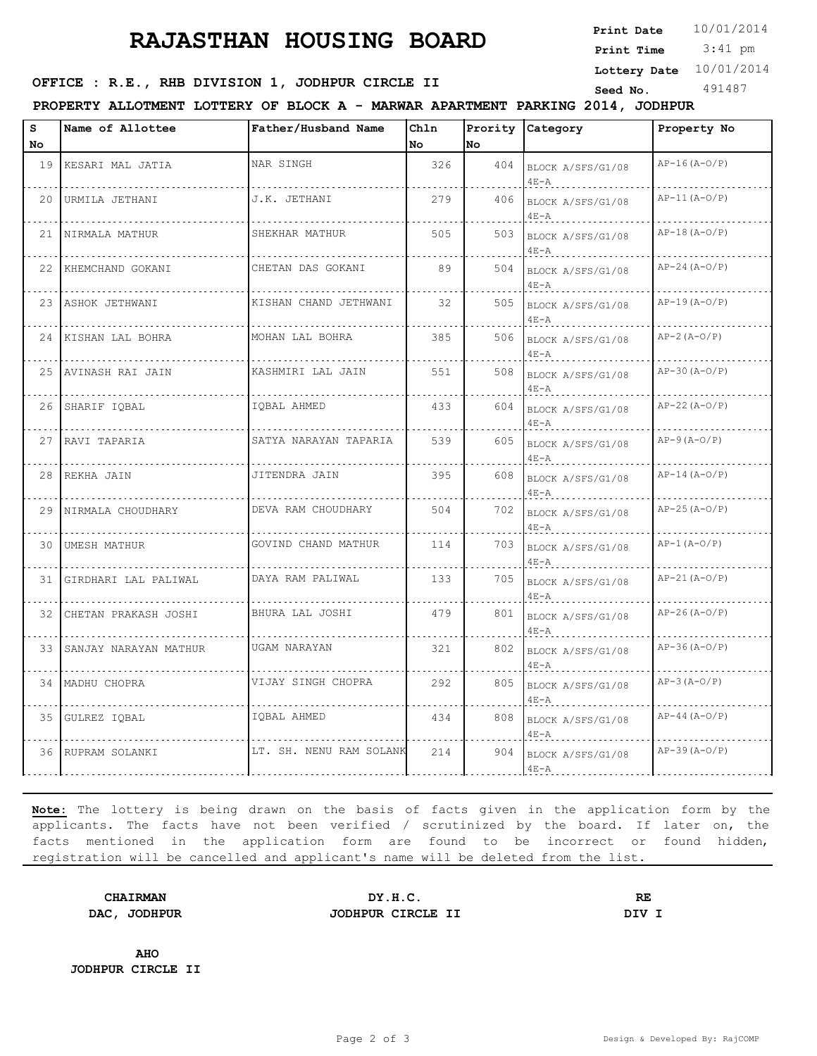# RAJASTHAN HOUSING BOARD

**Print Date** 10/01/2014
**Print Time** 3:41 pm
**Lottery Date** 10/01/2014
**Seed No.** 491487

**OFFICE : R.E., RHB DIVISION 1, JODHPUR CIRCLE II**

**PROPERTY ALLOTMENT LOTTERY OF BLOCK A - MARWAR APARTMENT PARKING 2014, JODHPUR**

| S No | Name of Allottee | Father/Husband Name | Chln No | Prority No | Category | Property No |
|---|---|---|---|---|---|---|
| 19 | KESARI MAL JATIA | NAR SINGH | 326 | 404 | BLOCK A/SFS/G1/08 4E-A | AP-16(A-O/P) |
| 20 | URMILA JETHANI | J.K. JETHANI | 279 | 406 | BLOCK A/SFS/G1/08 4E-A | AP-11(A-O/P) |
| 21 | NIRMALA MATHUR | SHEKHAR MATHUR | 505 | 503 | BLOCK A/SFS/G1/08 4E-A | AP-18(A-O/P) |
| 22 | KHEMCHAND GOKANI | CHETAN DAS GOKANI | 89 | 504 | BLOCK A/SFS/G1/08 4E-A | AP-24(A-O/P) |
| 23 | ASHOK JETHWANI | KISHAN CHAND JETHWANI | 32 | 505 | BLOCK A/SFS/G1/08 4E-A | AP-19(A-O/P) |
| 24 | KISHAN LAL BOHRA | MOHAN LAL BOHRA | 385 | 506 | BLOCK A/SFS/G1/08 4E-A | AP-2(A-O/P) |
| 25 | AVINASH RAI JAIN | KASHMIRI LAL JAIN | 551 | 508 | BLOCK A/SFS/G1/08 4E-A | AP-30(A-O/P) |
| 26 | SHARIF IQBAL | IQBAL AHMED | 433 | 604 | BLOCK A/SFS/G1/08 4E-A | AP-22(A-O/P) |
| 27 | RAVI TAPARIA | SATYA NARAYAN TAPARIA | 539 | 605 | BLOCK A/SFS/G1/08 4E-A | AP-9(A-O/P) |
| 28 | REKHA JAIN | JITENDRA JAIN | 395 | 608 | BLOCK A/SFS/G1/08 4E-A | AP-14(A-O/P) |
| 29 | NIRMALA CHOUDHARY | DEVA RAM CHOUDHARY | 504 | 702 | BLOCK A/SFS/G1/08 4E-A | AP-25(A-O/P) |
| 30 | UMESH MATHUR | GOVIND CHAND MATHUR | 114 | 703 | BLOCK A/SFS/G1/08 4E-A | AP-1(A-O/P) |
| 31 | GIRDHARI LAL PALIWAL | DAYA RAM PALIWAL | 133 | 705 | BLOCK A/SFS/G1/08 4E-A | AP-21(A-O/P) |
| 32 | CHETAN PRAKASH JOSHI | BHURA LAL JOSHI | 479 | 801 | BLOCK A/SFS/G1/08 4E-A | AP-26(A-O/P) |
| 33 | SANJAY NARAYAN MATHUR | UGAM NARAYAN | 321 | 802 | BLOCK A/SFS/G1/08 4E-A | AP-36(A-O/P) |
| 34 | MADHU CHOPRA | VIJAY SINGH CHOPRA | 292 | 805 | BLOCK A/SFS/G1/08 4E-A | AP-3(A-O/P) |
| 35 | GULREZ IQBAL | IQBAL AHMED | 434 | 808 | BLOCK A/SFS/G1/08 4E-A | AP-44(A-O/P) |
| 36 | RUPRAM SOLANKI | LT. SH. NENU RAM SOLANK | 214 | 904 | BLOCK A/SFS/G1/08 4E-A | AP-39(A-O/P) |

**Note:** The lottery is being drawn on the basis of facts given in the application form by the applicants. The facts have not been verified / scrutinized by the board. If later on, the facts mentioned in the application form are found to be incorrect or found hidden, registration will be cancelled and applicant's name will be deleted from the list.

| **CHAIRMAN** | **DY.H.C.** | **RE** |
|---|---|---|
| **DAC, JODHPUR** | **JODHPUR CIRCLE II** | **DIV I** |

**AHO**
**JODHPUR CIRCLE II**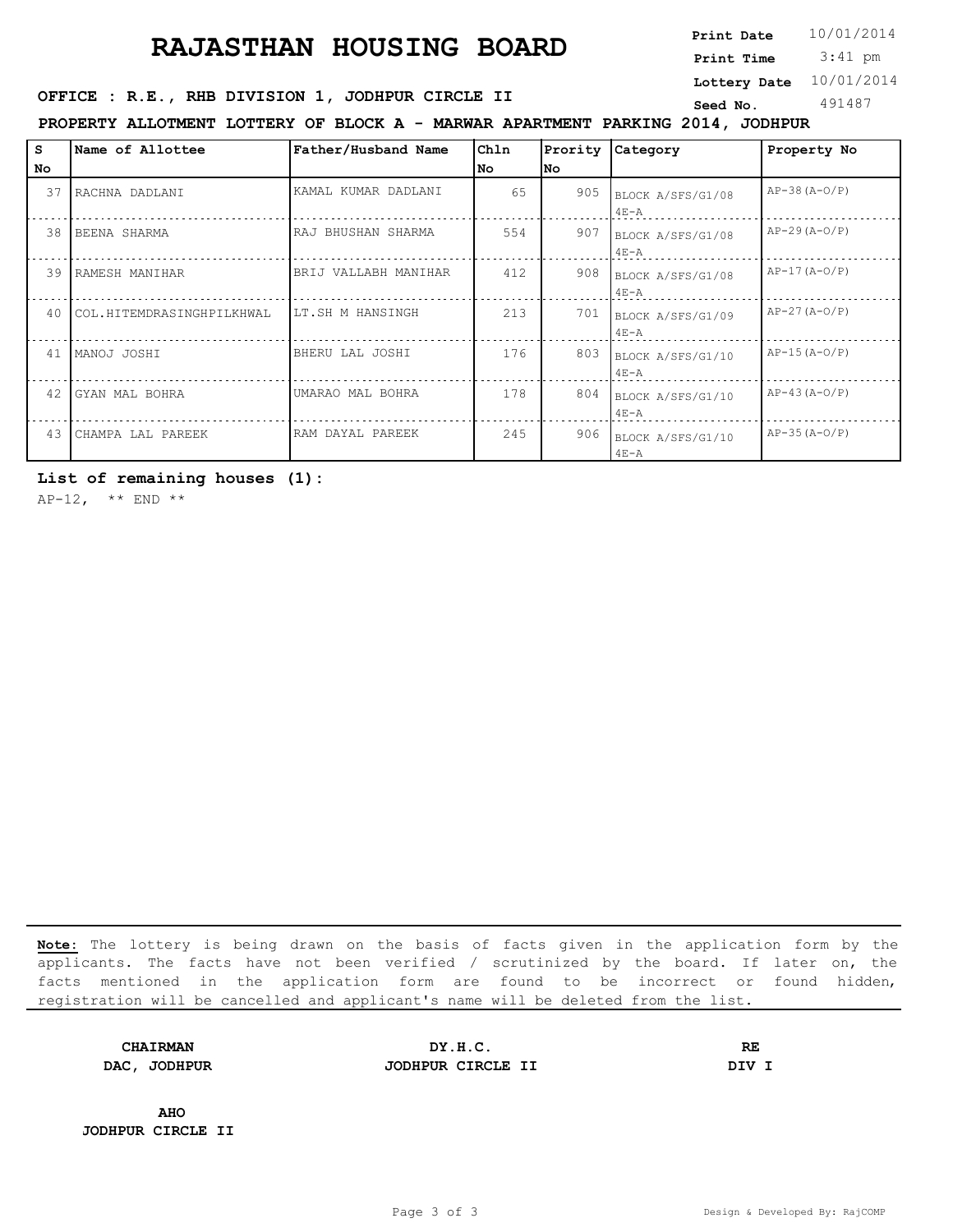# RAJASTHAN HOUSING BOARD

**Print Date** 10/01/2014
**Print Time** 3:41 pm
**Lottery Date** 10/01/2014
**Seed No.** 491487

**OFFICE : R.E., RHB DIVISION 1, JODHPUR CIRCLE II**

**PROPERTY ALLOTMENT LOTTERY OF BLOCK A - MARWAR APARTMENT PARKING 2014, JODHPUR**

| S No | Name of Allottee | Father/Husband Name | Chln No | Prority No | Category | Property No |
|---|---|---|---|---|---|---|
| 37 | RACHNA DADLANI | KAMAL KUMAR DADLANI | 65 | 905 | BLOCK A/SFS/G1/08 4E-A | AP-38(A-O/P) |
| 38 | BEENA SHARMA | RAJ BHUSHAN SHARMA | 554 | 907 | BLOCK A/SFS/G1/08 4E-A | AP-29(A-O/P) |
| 39 | RAMESH MANIHAR | BRIJ VALLABH MANIHAR | 412 | 908 | BLOCK A/SFS/G1/08 4E-A | AP-17(A-O/P) |
| 40 | COL.HITEMDRASINGHPILKHWAL | LT.SH M HANSINGH | 213 | 701 | BLOCK A/SFS/G1/09 4E-A | AP-27(A-O/P) |
| 41 | MANOJ JOSHI | BHERU LAL JOSHI | 176 | 803 | BLOCK A/SFS/G1/10 4E-A | AP-15(A-O/P) |
| 42 | GYAN MAL BOHRA | UMARAO MAL BOHRA | 178 | 804 | BLOCK A/SFS/G1/10 4E-A | AP-43(A-O/P) |
| 43 | CHAMPA LAL PAREEK | RAM DAYAL PAREEK | 245 | 906 | BLOCK A/SFS/G1/10 4E-A | AP-35(A-O/P) |

**List of remaining houses (1):**

AP-12, ** END **

**Note:** The lottery is being drawn on the basis of facts given in the application form by the applicants. The facts have not been verified / scrutinized by the board. If later on, the facts mentioned in the application form are found to be incorrect or found hidden, registration will be cancelled and applicant's name will be deleted from the list.

**CHAIRMAN**
**DAC, JODHPUR**

**DY.H.C.**
**JODHPUR CIRCLE II**

**RE**
**DIV I**

**AHO**
**JODHPUR CIRCLE II**

Design & Developed By: RajCOMP